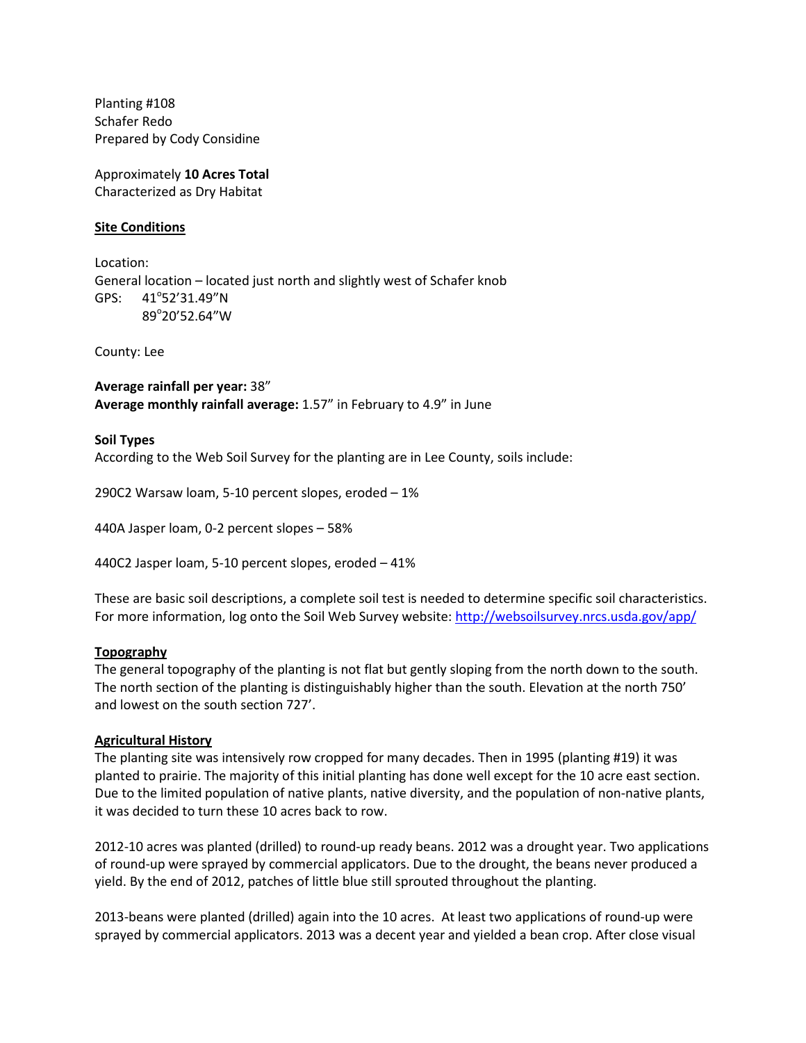Planting #108
Schafer Redo
Prepared by Cody Considine

Approximately **10 Acres Total**
Characterized as Dry Habitat

## Site Conditions

Location:
General location – located just north and slightly west of Schafer knob
GPS: 41°52'31.49"N
89°20'52.64"W

County: Lee

**Average rainfall per year:** 38"
**Average monthly rainfall average:** 1.57" in February to 4.9" in June

**Soil Types**
According to the Web Soil Survey for the planting are in Lee County, soils include:

290C2 Warsaw loam, 5-10 percent slopes, eroded – 1%

440A Jasper loam, 0-2 percent slopes – 58%

440C2 Jasper loam, 5-10 percent slopes, eroded – 41%

These are basic soil descriptions, a complete soil test is needed to determine specific soil characteristics. For more information, log onto the Soil Web Survey website: http://websoilsurvey.nrcs.usda.gov/app/

## Topography

The general topography of the planting is not flat but gently sloping from the north down to the south. The north section of the planting is distinguishably higher than the south. Elevation at the north 750' and lowest on the south section 727'.

## Agricultural History

The planting site was intensively row cropped for many decades. Then in 1995 (planting #19) it was planted to prairie. The majority of this initial planting has done well except for the 10 acre east section. Due to the limited population of native plants, native diversity, and the population of non-native plants, it was decided to turn these 10 acres back to row.

2012-10 acres was planted (drilled) to round-up ready beans. 2012 was a drought year. Two applications of round-up were sprayed by commercial applicators. Due to the drought, the beans never produced a yield. By the end of 2012, patches of little blue still sprouted throughout the planting.

2013-beans were planted (drilled) again into the 10 acres. At least two applications of round-up were sprayed by commercial applicators. 2013 was a decent year and yielded a bean crop. After close visual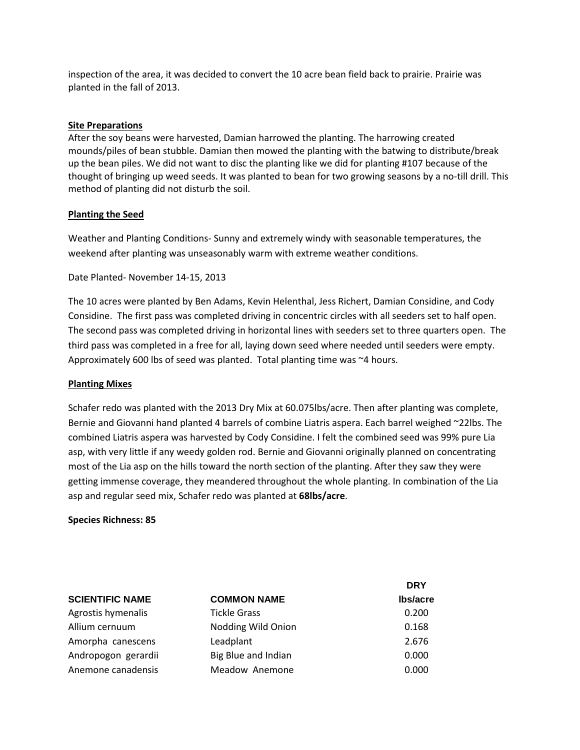inspection of the area, it was decided to convert the 10 acre bean field back to prairie. Prairie was planted in the fall of 2013.

**Site Preparations**

After the soy beans were harvested, Damian harrowed the planting. The harrowing created mounds/piles of bean stubble. Damian then mowed the planting with the batwing to distribute/break up the bean piles. We did not want to disc the planting like we did for planting #107 because of the thought of bringing up weed seeds. It was planted to bean for two growing seasons by a no-till drill. This method of planting did not disturb the soil.

**Planting the Seed**

Weather and Planting Conditions- Sunny and extremely windy with seasonable temperatures, the weekend after planting was unseasonably warm with extreme weather conditions.

Date Planted- November 14-15, 2013

The 10 acres were planted by Ben Adams, Kevin Helenthal, Jess Richert, Damian Considine, and Cody Considine. The first pass was completed driving in concentric circles with all seeders set to half open. The second pass was completed driving in horizontal lines with seeders set to three quarters open. The third pass was completed in a free for all, laying down seed where needed until seeders were empty. Approximately 600 lbs of seed was planted. Total planting time was ~4 hours.

**Planting Mixes**

Schafer redo was planted with the 2013 Dry Mix at 60.075lbs/acre. Then after planting was complete, Bernie and Giovanni hand planted 4 barrels of combine Liatris aspera. Each barrel weighed ~22lbs. The combined Liatris aspera was harvested by Cody Considine. I felt the combined seed was 99% pure Lia asp, with very little if any weedy golden rod. Bernie and Giovanni originally planned on concentrating most of the Lia asp on the hills toward the north section of the planting. After they saw they were getting immense coverage, they meandered throughout the whole planting. In combination of the Lia asp and regular seed mix, Schafer redo was planted at **68lbs/acre**.

**Species Richness: 85**

| SCIENTIFIC NAME | COMMON NAME | DRY lbs/acre |
|---|---|---|
| Agrostis hymenalis | Tickle Grass | 0.200 |
| Allium cernuum | Nodding Wild Onion | 0.168 |
| Amorpha canescens | Leadplant | 2.676 |
| Andropogon gerardii | Big Blue and Indian | 0.000 |
| Anemone canadensis | Meadow Anemone | 0.000 |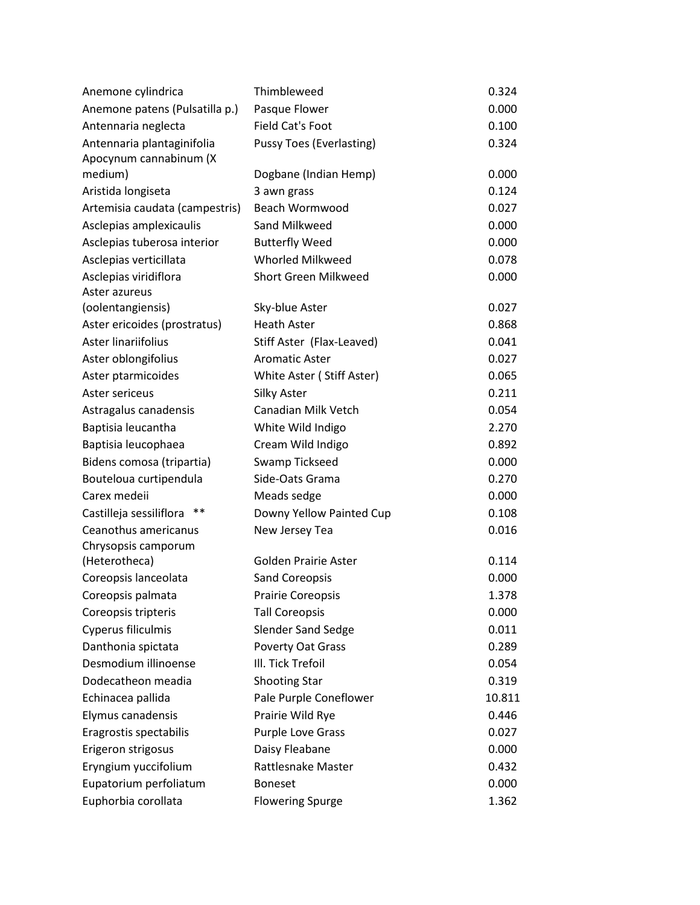| | | |
|---|---|---|
| Anemone cylindrica | Thimbleweed | 0.324 |
| Anemone patens (Pulsatilla p.) | Pasque Flower | 0.000 |
| Antennaria neglecta | Field Cat's Foot | 0.100 |
| Antennaria plantaginifolia | Pussy Toes (Everlasting) | 0.324 |
| Apocynum cannabinum (X medium) | Dogbane (Indian Hemp) | 0.000 |
| Aristida longiseta | 3 awn grass | 0.124 |
| Artemisia caudata (campestris) | Beach Wormwood | 0.027 |
| Asclepias amplexicaulis | Sand Milkweed | 0.000 |
| Asclepias tuberosa interior | Butterfly Weed | 0.000 |
| Asclepias verticillata | Whorled Milkweed | 0.078 |
| Asclepias viridiflora | Short Green Milkweed | 0.000 |
| Aster azureus (oolentangiensis) | Sky-blue Aster | 0.027 |
| Aster ericoides (prostratus) | Heath Aster | 0.868 |
| Aster linariifolius | Stiff Aster (Flax-Leaved) | 0.041 |
| Aster oblongifolius | Aromatic Aster | 0.027 |
| Aster ptarmicoides | White Aster ( Stiff Aster) | 0.065 |
| Aster sericeus | Silky Aster | 0.211 |
| Astragalus canadensis | Canadian Milk Vetch | 0.054 |
| Baptisia leucantha | White Wild Indigo | 2.270 |
| Baptisia leucophaea | Cream Wild Indigo | 0.892 |
| Bidens comosa (tripartia) | Swamp Tickseed | 0.000 |
| Bouteloua curtipendula | Side-Oats Grama | 0.270 |
| Carex medeii | Meads sedge | 0.000 |
| Castilleja sessiliflora ** | Downy Yellow Painted Cup | 0.108 |
| Ceanothus americanus | New Jersey Tea | 0.016 |
| Chrysopsis camporum (Heterotheca) | Golden Prairie Aster | 0.114 |
| Coreopsis lanceolata | Sand Coreopsis | 0.000 |
| Coreopsis palmata | Prairie Coreopsis | 1.378 |
| Coreopsis tripteris | Tall Coreopsis | 0.000 |
| Cyperus filiculmis | Slender Sand Sedge | 0.011 |
| Danthonia spictata | Poverty Oat Grass | 0.289 |
| Desmodium illinoense | Ill. Tick Trefoil | 0.054 |
| Dodecatheon meadia | Shooting Star | 0.319 |
| Echinacea pallida | Pale Purple Coneflower | 10.811 |
| Elymus canadensis | Prairie Wild Rye | 0.446 |
| Eragrostis spectabilis | Purple Love Grass | 0.027 |
| Erigeron strigosus | Daisy Fleabane | 0.000 |
| Eryngium yuccifolium | Rattlesnake Master | 0.432 |
| Eupatorium perfoliatum | Boneset | 0.000 |
| Euphorbia corollata | Flowering Spurge | 1.362 |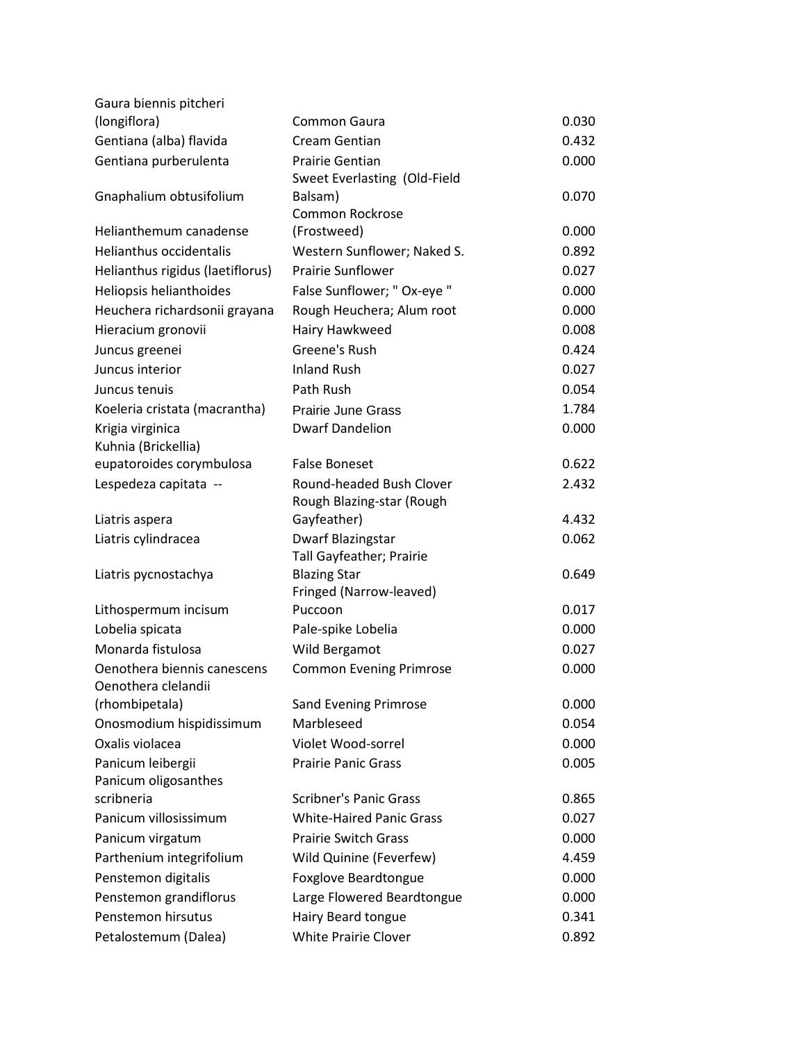| | | |
|---|---|---|
| Gaura biennis pitcheri (longiflora) | Common Gaura | 0.030 |
| Gentiana (alba) flavida | Cream Gentian | 0.432 |
| Gentiana purberulenta | Prairie Gentian | 0.000 |
| Gnaphalium obtusifolium | Sweet Everlasting (Old-Field Balsam) | 0.070 |
| Helianthemum canadense | Common Rockrose (Frostweed) | 0.000 |
| Helianthus occidentalis | Western Sunflower; Naked S. | 0.892 |
| Helianthus rigidus (laetiflorus) | Prairie Sunflower | 0.027 |
| Heliopsis helianthoides | False Sunflower; " Ox-eye " | 0.000 |
| Heuchera richardsonii grayana | Rough Heuchera; Alum root | 0.000 |
| Hieracium gronovii | Hairy Hawkweed | 0.008 |
| Juncus greenei | Greene's Rush | 0.424 |
| Juncus interior | Inland Rush | 0.027 |
| Juncus tenuis | Path Rush | 0.054 |
| Koeleria cristata (macrantha) | Prairie June Grass | 1.784 |
| Krigia virginica | Dwarf Dandelion | 0.000 |
| Kuhnia (Brickellia) eupatoroides corymbulosa | False Boneset | 0.622 |
| Lespedeza capitata -- | Round-headed Bush Clover | 2.432 |
| Liatris aspera | Rough Blazing-star (Rough Gayfeather) | 4.432 |
| Liatris cylindracea | Dwarf Blazingstar | 0.062 |
| Liatris pycnostachya | Tall Gayfeather; Prairie Blazing Star | 0.649 |
| Lithospermum incisum | Fringed (Narrow-leaved) Puccoon | 0.017 |
| Lobelia spicata | Pale-spike Lobelia | 0.000 |
| Monarda fistulosa | Wild Bergamot | 0.027 |
| Oenothera biennis canescens | Common Evening Primrose | 0.000 |
| Oenothera clelandii (rhombipetala) | Sand Evening Primrose | 0.000 |
| Onosmodium hispidissimum | Marbleseed | 0.054 |
| Oxalis violacea | Violet Wood-sorrel | 0.000 |
| Panicum leibergii | Prairie Panic Grass | 0.005 |
| Panicum oligosanthes scribneria | Scribner's Panic Grass | 0.865 |
| Panicum villosissimum | White-Haired Panic Grass | 0.027 |
| Panicum virgatum | Prairie Switch Grass | 0.000 |
| Parthenium integrifolium | Wild Quinine (Feverfew) | 4.459 |
| Penstemon digitalis | Foxglove Beardtongue | 0.000 |
| Penstemon grandiflorus | Large Flowered Beardtongue | 0.000 |
| Penstemon hirsutus | Hairy Beard tongue | 0.341 |
| Petalostemum (Dalea) | White Prairie Clover | 0.892 |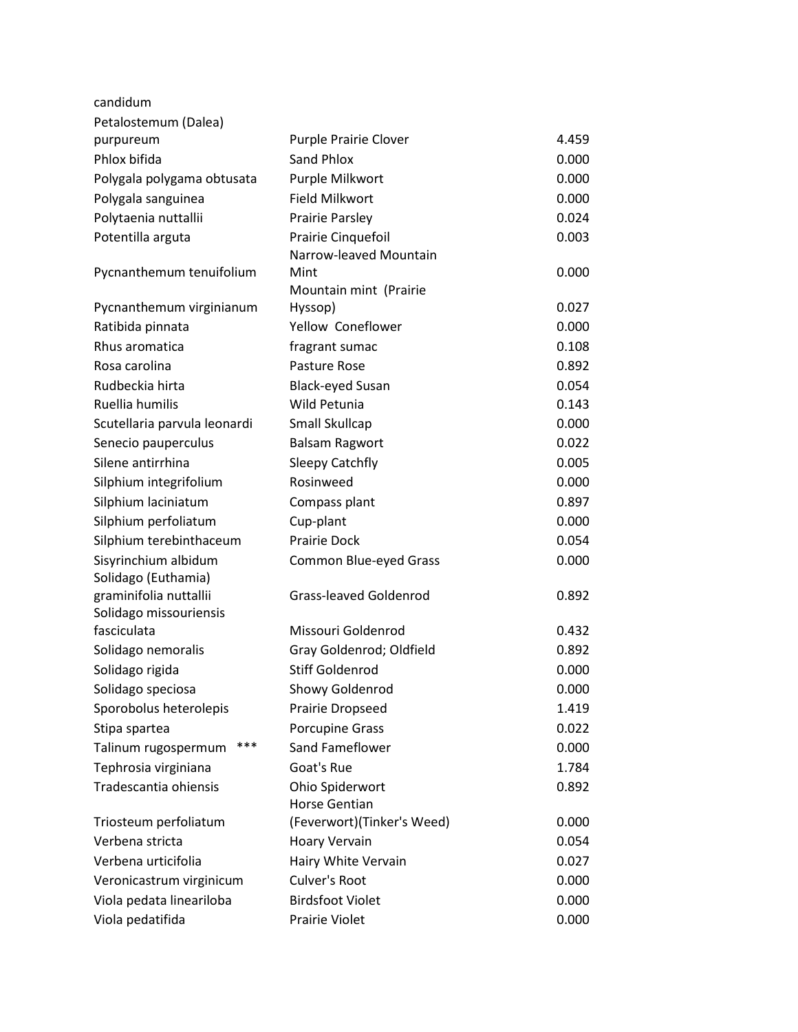| | | |
|---|---|---|
| candidum | | |
| Petalostemum (Dalea) purpureum | Purple Prairie Clover | 4.459 |
| Phlox bifida | Sand Phlox | 0.000 |
| Polygala polygama obtusata | Purple Milkwort | 0.000 |
| Polygala sanguinea | Field Milkwort | 0.000 |
| Polytaenia nuttallii | Prairie Parsley | 0.024 |
| Potentilla arguta | Prairie Cinquefoil | 0.003 |
| Pycnanthemum tenuifolium | Narrow-leaved Mountain Mint | 0.000 |
| Pycnanthemum virginianum | Mountain mint (Prairie Hyssop) | 0.027 |
| Ratibida pinnata | Yellow Coneflower | 0.000 |
| Rhus aromatica | fragrant sumac | 0.108 |
| Rosa carolina | Pasture Rose | 0.892 |
| Rudbeckia hirta | Black-eyed Susan | 0.054 |
| Ruellia humilis | Wild Petunia | 0.143 |
| Scutellaria parvula leonardi | Small Skullcap | 0.000 |
| Senecio pauperculus | Balsam Ragwort | 0.022 |
| Silene antirrhina | Sleepy Catchfly | 0.005 |
| Silphium integrifolium | Rosinweed | 0.000 |
| Silphium laciniatum | Compass plant | 0.897 |
| Silphium perfoliatum | Cup-plant | 0.000 |
| Silphium terebinthaceum | Prairie Dock | 0.054 |
| Sisyrinchium albidum | Common Blue-eyed Grass | 0.000 |
| Solidago (Euthamia) graminifolia nuttallii | Grass-leaved Goldenrod | 0.892 |
| Solidago missouriensis fasciculata | Missouri Goldenrod | 0.432 |
| Solidago nemoralis | Gray Goldenrod; Oldfield | 0.892 |
| Solidago rigida | Stiff Goldenrod | 0.000 |
| Solidago speciosa | Showy Goldenrod | 0.000 |
| Sporobolus heterolepis | Prairie Dropseed | 1.419 |
| Stipa spartea | Porcupine Grass | 0.022 |
| Talinum rugospermum *** | Sand Fameflower | 0.000 |
| Tephrosia virginiana | Goat's Rue | 1.784 |
| Tradescantia ohiensis | Ohio Spiderwort | 0.892 |
| Triosteum perfoliatum | Horse Gentian (Feverwort)(Tinker's Weed) | 0.000 |
| Verbena stricta | Hoary Vervain | 0.054 |
| Verbena urticifolia | Hairy White Vervain | 0.027 |
| Veronicastrum virginicum | Culver's Root | 0.000 |
| Viola pedata lineariloba | Birdsfoot Violet | 0.000 |
| Viola pedatifida | Prairie Violet | 0.000 |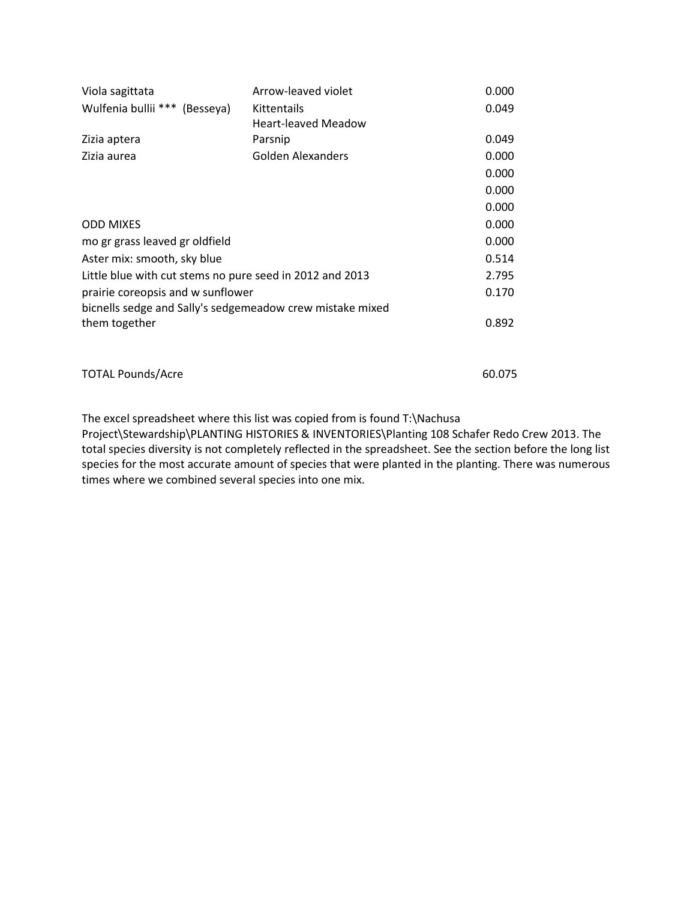| | | |
|---|---|---|
| Viola sagittata | Arrow-leaved violet | 0.000 |
| Wulfenia bullii *** (Besseya) | Kittentails | 0.049 |
| Zizia aptera | Heart-leaved Meadow Parsnip | 0.049 |
| Zizia aurea | Golden Alexanders | 0.000 |
| | | 0.000 |
| | | 0.000 |
| | | 0.000 |
| ODD MIXES | | 0.000 |
| mo gr grass leaved gr oldfield | | 0.000 |
| Aster mix: smooth, sky blue | | 0.514 |
| Little blue with cut stems no pure seed in 2012 and 2013 | | 2.795 |
| prairie coreopsis and w sunflower | | 0.170 |
| bicnells sedge and Sally's sedgemeadow crew mistake mixed them together | | 0.892 |
| | | |
| TOTAL Pounds/Acre | | 60.075 |

The excel spreadsheet where this list was copied from is found T:\Nachusa Project\Stewardship\PLANTING HISTORIES & INVENTORIES\Planting 108 Schafer Redo Crew 2013. The total species diversity is not completely reflected in the spreadsheet. See the section before the long list species for the most accurate amount of species that were planted in the planting. There was numerous times where we combined several species into one mix.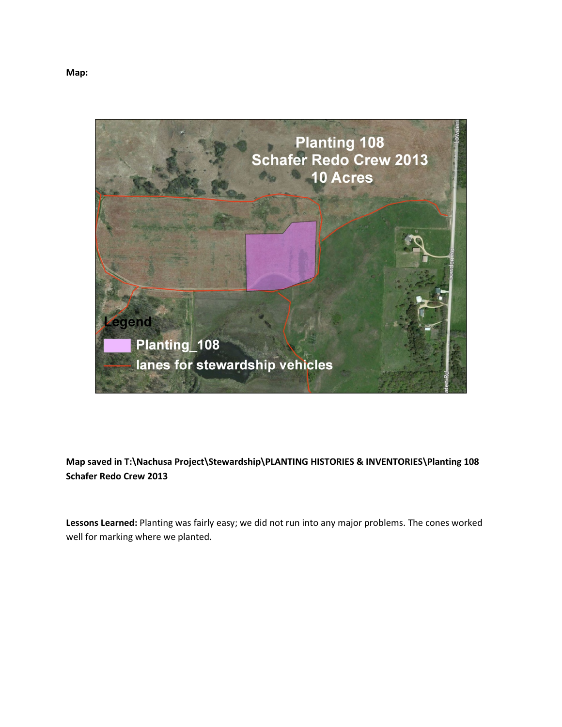**Map:**

Planting 108
Schafer Redo Crew 2013
10 Acres

Legend
Planting_108
lanes for stewardship vehicles

Lowden Rd

**Map saved in T:\Nachusa Project\Stewardship\PLANTING HISTORIES & INVENTORIES\Planting 108 Schafer Redo Crew 2013**

**Lessons Learned:** Planting was fairly easy; we did not run into any major problems. The cones worked well for marking where we planted.